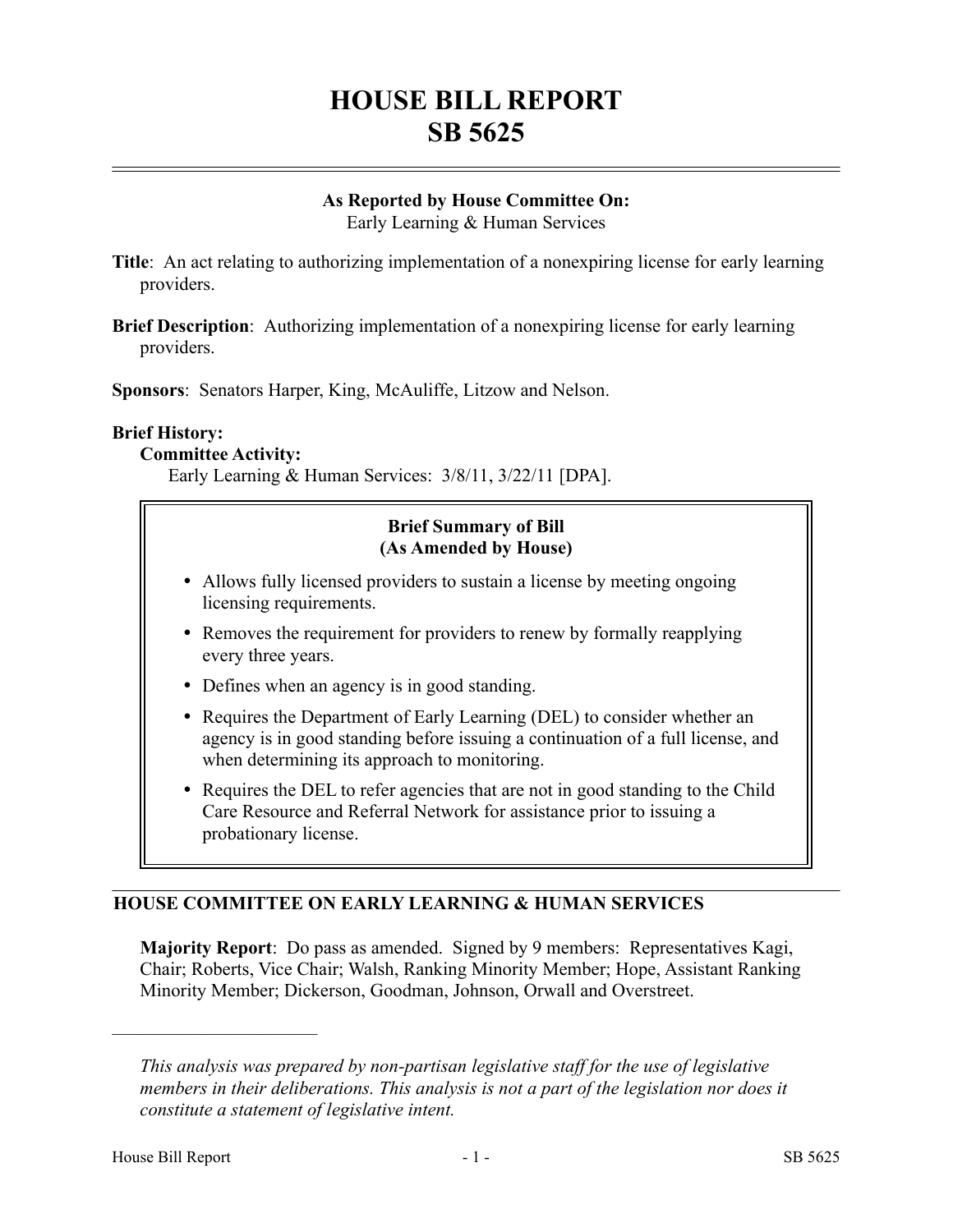# HOUSE BILL REPORT
# SB 5625

**As Reported by House Committee On:**
Early Learning & Human Services

**Title**: An act relating to authorizing implementation of a nonexpiring license for early learning providers.

**Brief Description**: Authorizing implementation of a nonexpiring license for early learning providers.

**Sponsors**: Senators Harper, King, McAuliffe, Litzow and Nelson.

**Brief History:**

**Committee Activity:**

Early Learning & Human Services: 3/8/11, 3/22/11 [DPA].

**Brief Summary of Bill**
**(As Amended by House)**

- Allows fully licensed providers to sustain a license by meeting ongoing licensing requirements.
- Removes the requirement for providers to renew by formally reapplying every three years.
- Defines when an agency is in good standing.
- Requires the Department of Early Learning (DEL) to consider whether an agency is in good standing before issuing a continuation of a full license, and when determining its approach to monitoring.
- Requires the DEL to refer agencies that are not in good standing to the Child Care Resource and Referral Network for assistance prior to issuing a probationary license.

## HOUSE COMMITTEE ON EARLY LEARNING & HUMAN SERVICES

**Majority Report**: Do pass as amended. Signed by 9 members: Representatives Kagi, Chair; Roberts, Vice Chair; Walsh, Ranking Minority Member; Hope, Assistant Ranking Minority Member; Dickerson, Goodman, Johnson, Orwall and Overstreet.

---

*This analysis was prepared by non-partisan legislative staff for the use of legislative members in their deliberations. This analysis is not a part of the legislation nor does it constitute a statement of legislative intent.*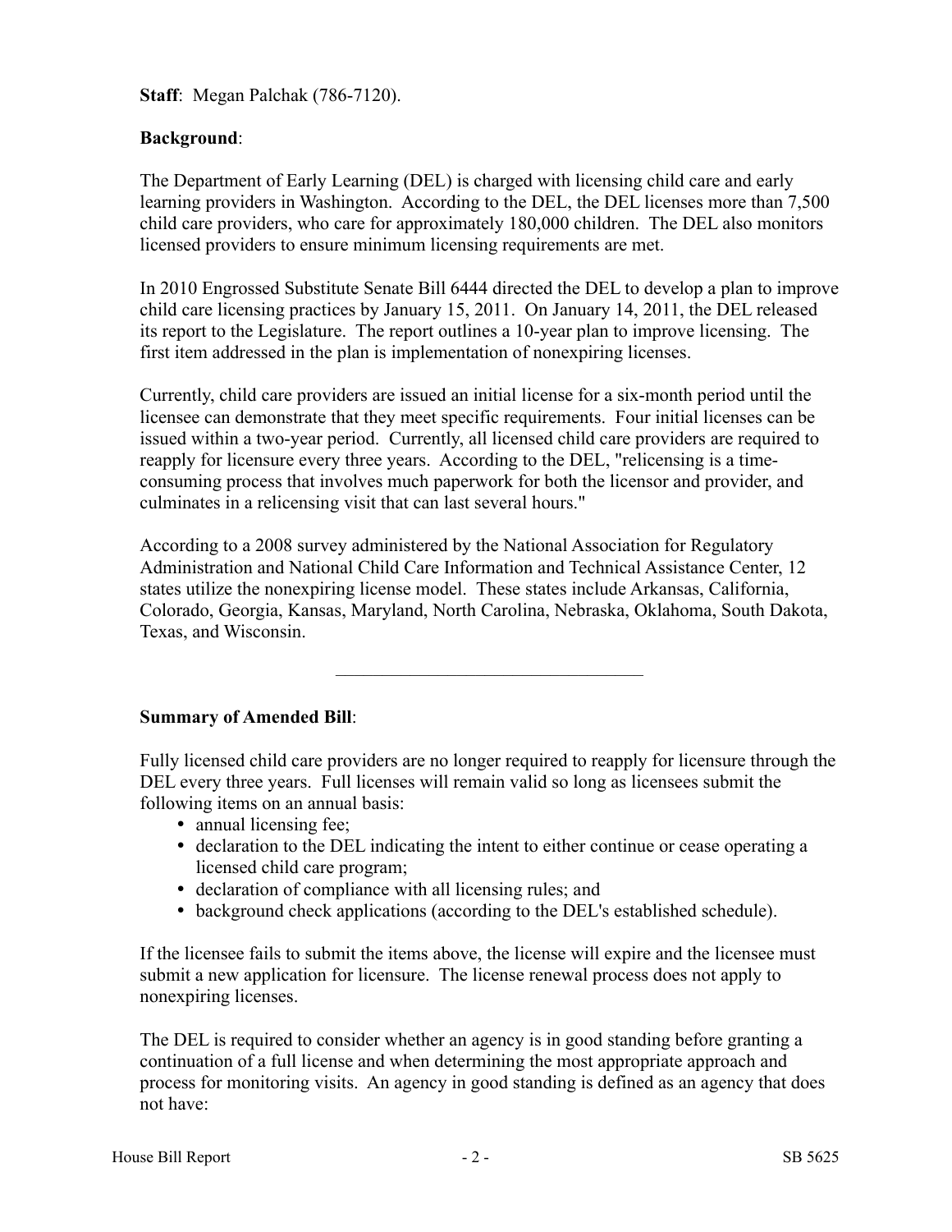**Staff**: Megan Palchak (786-7120).

**Background**:

The Department of Early Learning (DEL) is charged with licensing child care and early learning providers in Washington. According to the DEL, the DEL licenses more than 7,500 child care providers, who care for approximately 180,000 children. The DEL also monitors licensed providers to ensure minimum licensing requirements are met.

In 2010 Engrossed Substitute Senate Bill 6444 directed the DEL to develop a plan to improve child care licensing practices by January 15, 2011. On January 14, 2011, the DEL released its report to the Legislature. The report outlines a 10-year plan to improve licensing. The first item addressed in the plan is implementation of nonexpiring licenses.

Currently, child care providers are issued an initial license for a six-month period until the licensee can demonstrate that they meet specific requirements. Four initial licenses can be issued within a two-year period. Currently, all licensed child care providers are required to reapply for licensure every three years. According to the DEL, "relicensing is a time-consuming process that involves much paperwork for both the licensor and provider, and culminates in a relicensing visit that can last several hours."

According to a 2008 survey administered by the National Association for Regulatory Administration and National Child Care Information and Technical Assistance Center, 12 states utilize the nonexpiring license model. These states include Arkansas, California, Colorado, Georgia, Kansas, Maryland, North Carolina, Nebraska, Oklahoma, South Dakota, Texas, and Wisconsin.

---

**Summary of Amended Bill**:

Fully licensed child care providers are no longer required to reapply for licensure through the DEL every three years. Full licenses will remain valid so long as licensees submit the following items on an annual basis:

- annual licensing fee;
- declaration to the DEL indicating the intent to either continue or cease operating a licensed child care program;
- declaration of compliance with all licensing rules; and
- background check applications (according to the DEL's established schedule).

If the licensee fails to submit the items above, the license will expire and the licensee must submit a new application for licensure. The license renewal process does not apply to nonexpiring licenses.

The DEL is required to consider whether an agency is in good standing before granting a continuation of a full license and when determining the most appropriate approach and process for monitoring visits. An agency in good standing is defined as an agency that does not have: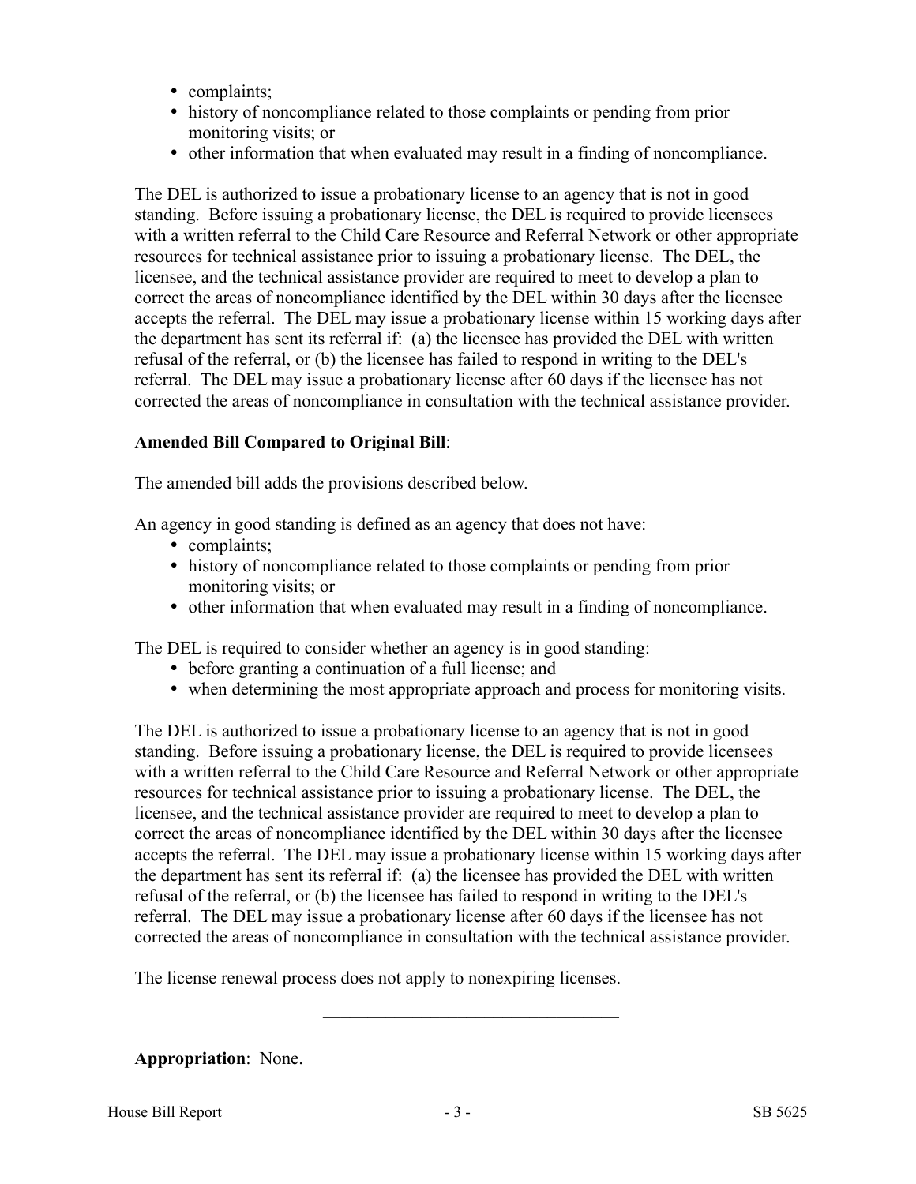- complaints;
- history of noncompliance related to those complaints or pending from prior monitoring visits; or
- other information that when evaluated may result in a finding of noncompliance.

The DEL is authorized to issue a probationary license to an agency that is not in good standing. Before issuing a probationary license, the DEL is required to provide licensees with a written referral to the Child Care Resource and Referral Network or other appropriate resources for technical assistance prior to issuing a probationary license. The DEL, the licensee, and the technical assistance provider are required to meet to develop a plan to correct the areas of noncompliance identified by the DEL within 30 days after the licensee accepts the referral. The DEL may issue a probationary license within 15 working days after the department has sent its referral if: (a) the licensee has provided the DEL with written refusal of the referral, or (b) the licensee has failed to respond in writing to the DEL's referral. The DEL may issue a probationary license after 60 days if the licensee has not corrected the areas of noncompliance in consultation with the technical assistance provider.

**Amended Bill Compared to Original Bill**:

The amended bill adds the provisions described below.

An agency in good standing is defined as an agency that does not have:

- complaints;
- history of noncompliance related to those complaints or pending from prior monitoring visits; or
- other information that when evaluated may result in a finding of noncompliance.

The DEL is required to consider whether an agency is in good standing:

- before granting a continuation of a full license; and
- when determining the most appropriate approach and process for monitoring visits.

The DEL is authorized to issue a probationary license to an agency that is not in good standing. Before issuing a probationary license, the DEL is required to provide licensees with a written referral to the Child Care Resource and Referral Network or other appropriate resources for technical assistance prior to issuing a probationary license. The DEL, the licensee, and the technical assistance provider are required to meet to develop a plan to correct the areas of noncompliance identified by the DEL within 30 days after the licensee accepts the referral. The DEL may issue a probationary license within 15 working days after the department has sent its referral if: (a) the licensee has provided the DEL with written refusal of the referral, or (b) the licensee has failed to respond in writing to the DEL's referral. The DEL may issue a probationary license after 60 days if the licensee has not corrected the areas of noncompliance in consultation with the technical assistance provider.

The license renewal process does not apply to nonexpiring licenses.

---

**Appropriation**: None.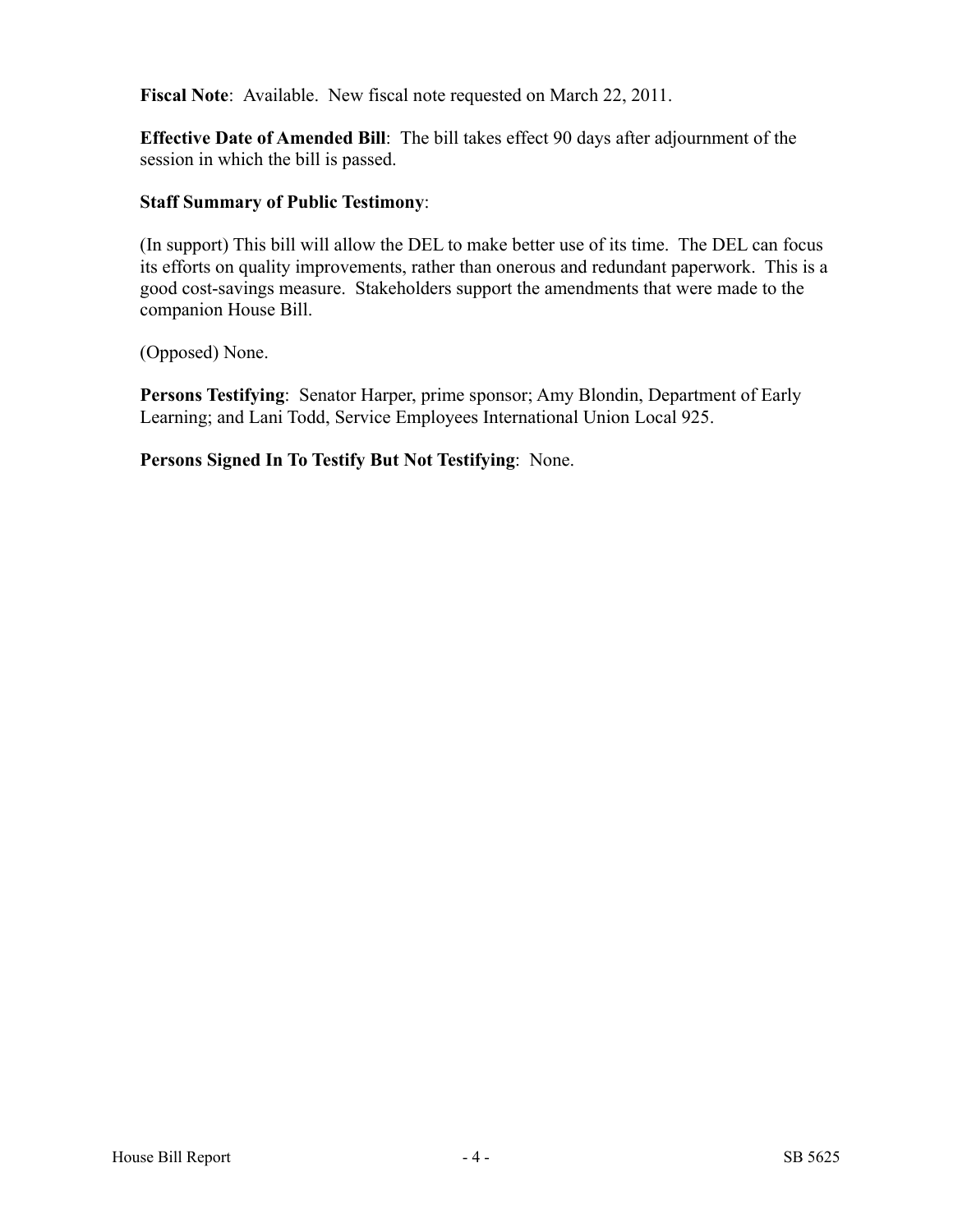**Fiscal Note**: Available. New fiscal note requested on March 22, 2011.

**Effective Date of Amended Bill**: The bill takes effect 90 days after adjournment of the session in which the bill is passed.

**Staff Summary of Public Testimony**:

(In support) This bill will allow the DEL to make better use of its time. The DEL can focus its efforts on quality improvements, rather than onerous and redundant paperwork. This is a good cost-savings measure. Stakeholders support the amendments that were made to the companion House Bill.

(Opposed) None.

**Persons Testifying**: Senator Harper, prime sponsor; Amy Blondin, Department of Early Learning; and Lani Todd, Service Employees International Union Local 925.

**Persons Signed In To Testify But Not Testifying**: None.